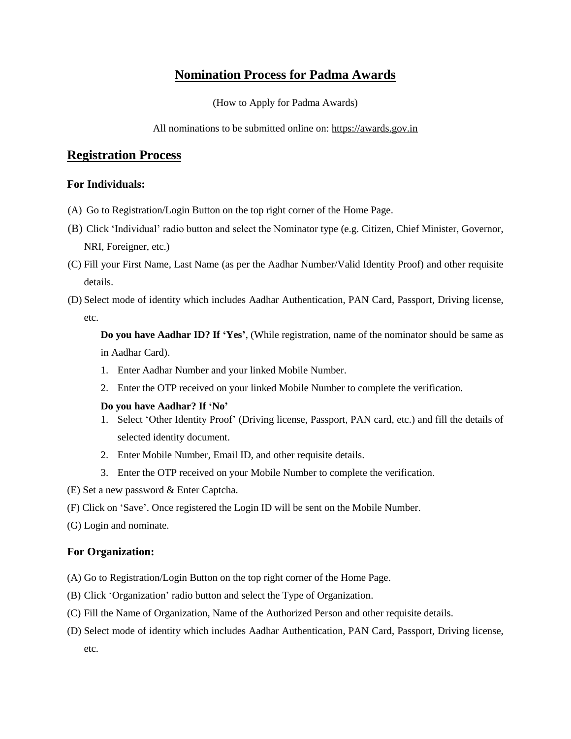# Nomination Process for Padma Awards

(How to Apply for Padma Awards)

All nominations to be submitted online on: https://awards.gov.in

## Registration Process

### For Individuals:

(A) Go to Registration/Login Button on the top right corner of the Home Page.

(B) Click 'Individual' radio button and select the Nominator type (e.g. Citizen, Chief Minister, Governor, NRI, Foreigner, etc.)

(C) Fill your First Name, Last Name (as per the Aadhar Number/Valid Identity Proof) and other requisite details.

(D) Select mode of identity which includes Aadhar Authentication, PAN Card, Passport, Driving license, etc.

**Do you have Aadhar ID? If 'Yes'**, (While registration, name of the nominator should be same as in Aadhar Card).

1. Enter Aadhar Number and your linked Mobile Number.
2. Enter the OTP received on your linked Mobile Number to complete the verification.

**Do you have Aadhar? If 'No'**

1. Select 'Other Identity Proof' (Driving license, Passport, PAN card, etc.) and fill the details of selected identity document.
2. Enter Mobile Number, Email ID, and other requisite details.
3. Enter the OTP received on your Mobile Number to complete the verification.

(E) Set a new password & Enter Captcha.

(F) Click on 'Save'. Once registered the Login ID will be sent on the Mobile Number.

(G) Login and nominate.

### For Organization:

(A) Go to Registration/Login Button on the top right corner of the Home Page.

(B) Click 'Organization' radio button and select the Type of Organization.

(C) Fill the Name of Organization, Name of the Authorized Person and other requisite details.

(D) Select mode of identity which includes Aadhar Authentication, PAN Card, Passport, Driving license, etc.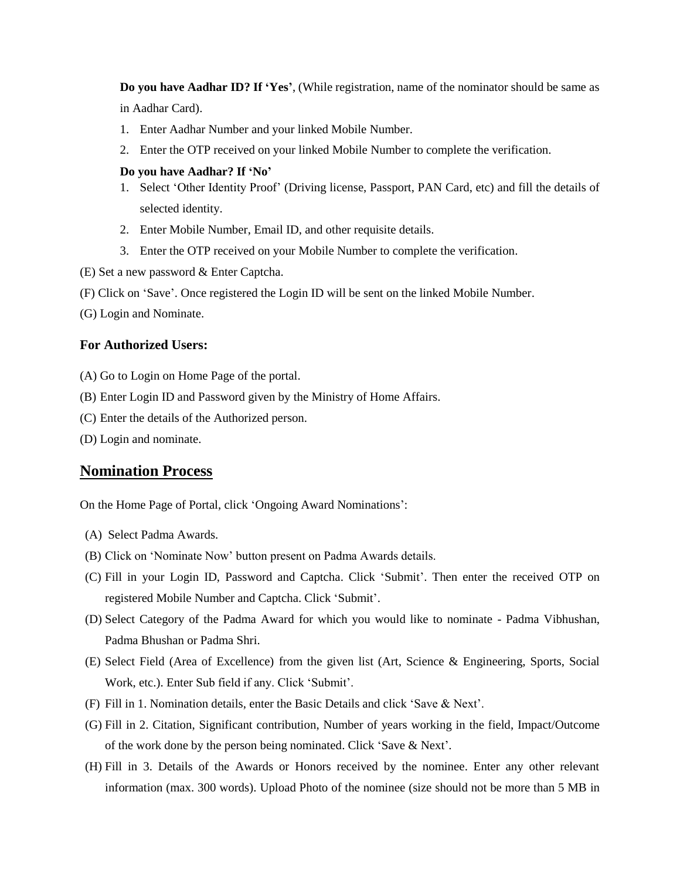**Do you have Aadhar ID? If 'Yes'**, (While registration, name of the nominator should be same as in Aadhar Card).

1. Enter Aadhar Number and your linked Mobile Number.
2. Enter the OTP received on your linked Mobile Number to complete the verification.

**Do you have Aadhar? If 'No'**

1. Select 'Other Identity Proof' (Driving license, Passport, PAN Card, etc) and fill the details of selected identity.
2. Enter Mobile Number, Email ID, and other requisite details.
3. Enter the OTP received on your Mobile Number to complete the verification.

(E) Set a new password & Enter Captcha.

(F) Click on 'Save'. Once registered the Login ID will be sent on the linked Mobile Number.

(G) Login and Nominate.

### For Authorized Users:

(A) Go to Login on Home Page of the portal.

(B) Enter Login ID and Password given by the Ministry of Home Affairs.

(C) Enter the details of the Authorized person.

(D) Login and nominate.

## Nomination Process

On the Home Page of Portal, click 'Ongoing Award Nominations':

(A) Select Padma Awards.

(B) Click on 'Nominate Now' button present on Padma Awards details.

(C) Fill in your Login ID, Password and Captcha. Click 'Submit'. Then enter the received OTP on registered Mobile Number and Captcha. Click 'Submit'.

(D) Select Category of the Padma Award for which you would like to nominate - Padma Vibhushan, Padma Bhushan or Padma Shri.

(E) Select Field (Area of Excellence) from the given list (Art, Science & Engineering, Sports, Social Work, etc.). Enter Sub field if any. Click 'Submit'.

(F) Fill in 1. Nomination details, enter the Basic Details and click 'Save & Next'.

(G) Fill in 2. Citation, Significant contribution, Number of years working in the field, Impact/Outcome of the work done by the person being nominated. Click 'Save & Next'.

(H) Fill in 3. Details of the Awards or Honors received by the nominee. Enter any other relevant information (max. 300 words). Upload Photo of the nominee (size should not be more than 5 MB in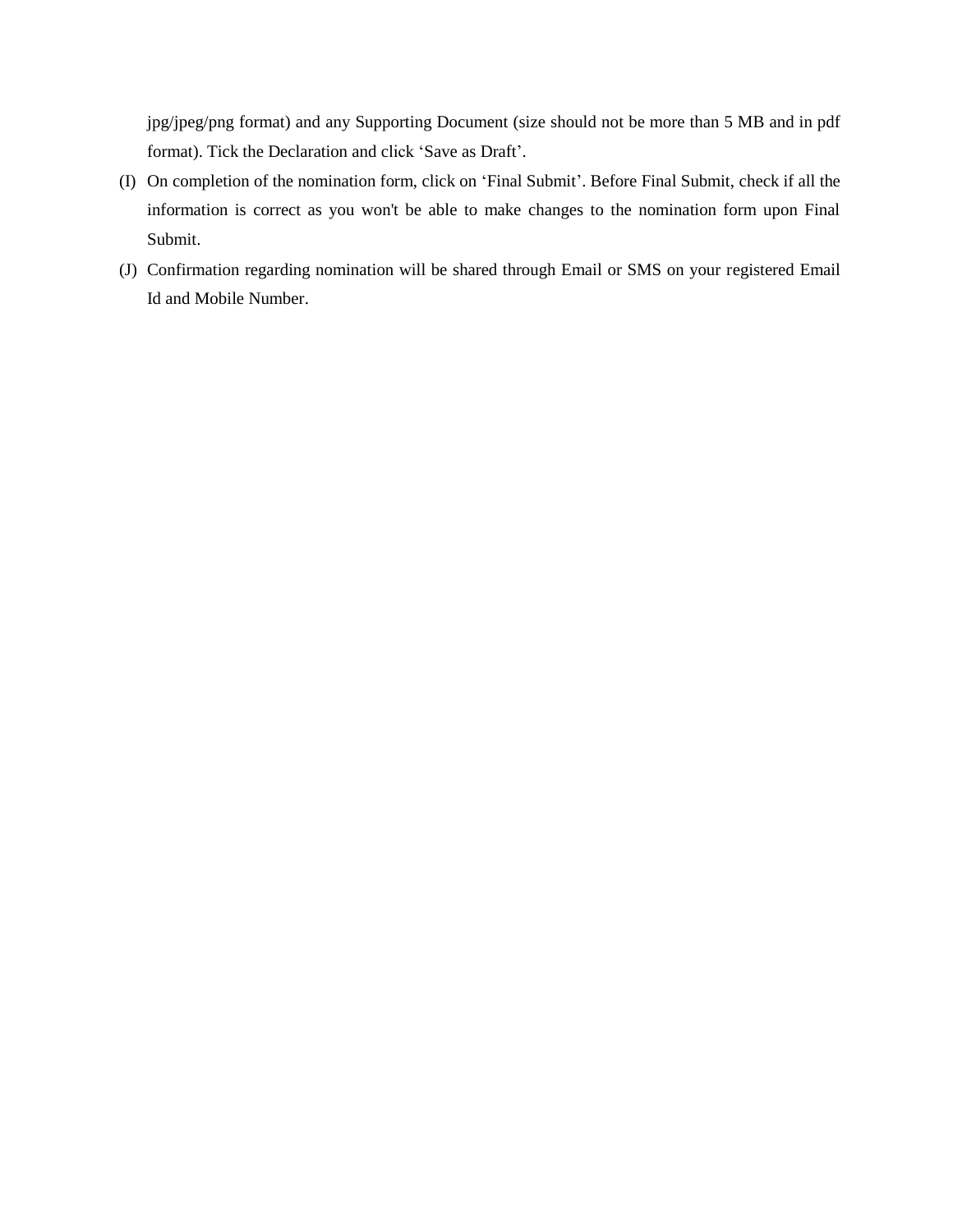jpg/jpeg/png format) and any Supporting Document (size should not be more than 5 MB and in pdf format). Tick the Declaration and click 'Save as Draft'.

(I) On completion of the nomination form, click on 'Final Submit'. Before Final Submit, check if all the information is correct as you won't be able to make changes to the nomination form upon Final Submit.

(J) Confirmation regarding nomination will be shared through Email or SMS on your registered Email Id and Mobile Number.